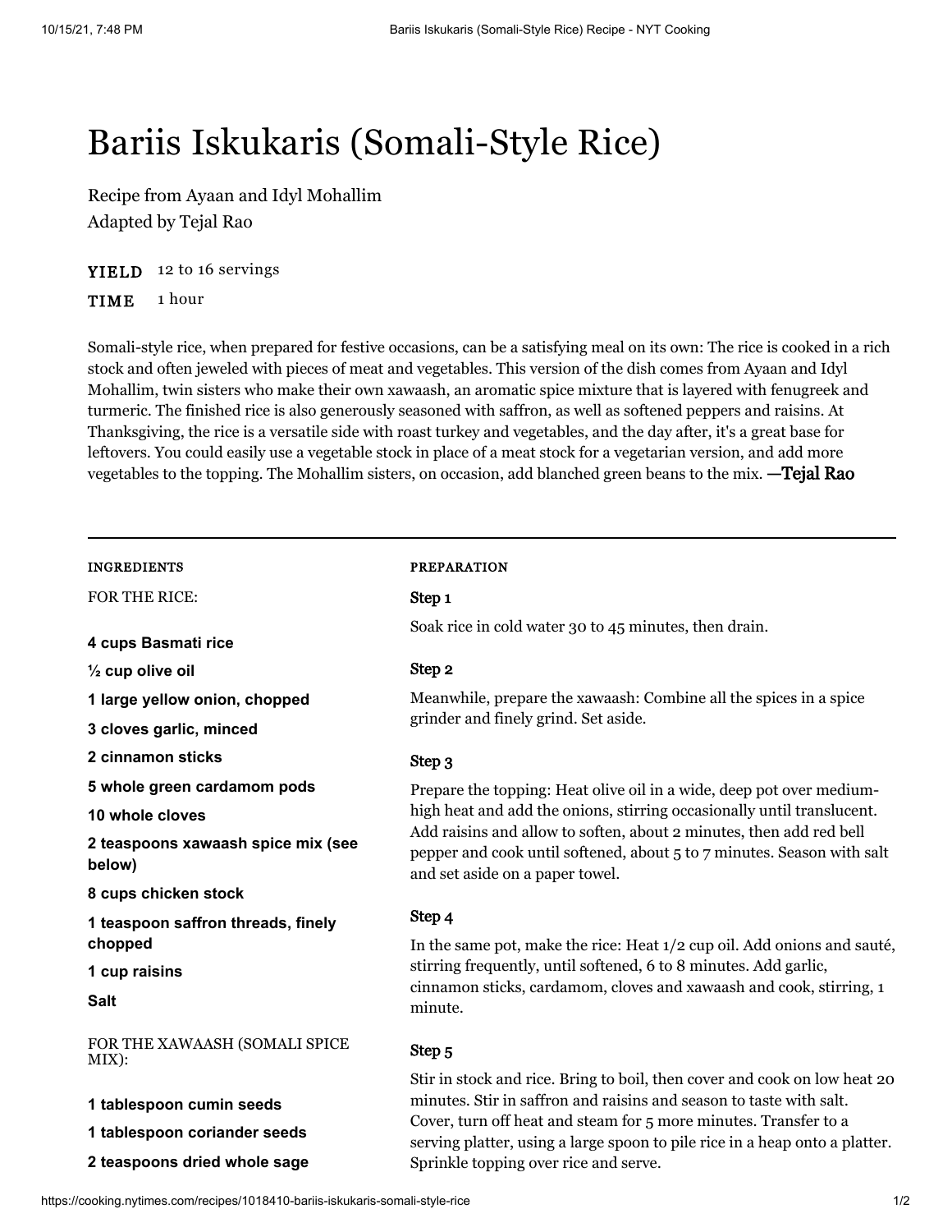# Bariis Iskukaris (Somali-Style Rice)

Recipe from Ayaan and Idyl Mohallim
Adapted by Tejal Rao

**YIELD** 12 to 16 servings

**TIME** 1 hour

Somali-style rice, when prepared for festive occasions, can be a satisfying meal on its own: The rice is cooked in a rich stock and often jeweled with pieces of meat and vegetables. This version of the dish comes from Ayaan and Idyl Mohallim, twin sisters who make their own xawaash, an aromatic spice mixture that is layered with fenugreek and turmeric. The finished rice is also generously seasoned with saffron, as well as softened peppers and raisins. At Thanksgiving, the rice is a versatile side with roast turkey and vegetables, and the day after, it's a great base for leftovers. You could easily use a vegetable stock in place of a meat stock for a vegetarian version, and add more vegetables to the topping. The Mohallim sisters, on occasion, add blanched green beans to the mix. —Tejal Rao

---

## INGREDIENTS

FOR THE RICE:

- **4 cups Basmati rice**
- **½ cup olive oil**
- **1 large yellow onion, chopped**
- **3 cloves garlic, minced**
- **2 cinnamon sticks**
- **5 whole green cardamom pods**
- **10 whole cloves**
- **2 teaspoons xawaash spice mix (see below)**
- **8 cups chicken stock**
- **1 teaspoon saffron threads, finely chopped**
- **1 cup raisins**
- **Salt**

FOR THE XAWAASH (SOMALI SPICE MIX):

- **1 tablespoon cumin seeds**
- **1 tablespoon coriander seeds**
- **2 teaspoons dried whole sage**

## PREPARATION

### Step 1

Soak rice in cold water 30 to 45 minutes, then drain.

### Step 2

Meanwhile, prepare the xawaash: Combine all the spices in a spice grinder and finely grind. Set aside.

### Step 3

Prepare the topping: Heat olive oil in a wide, deep pot over medium-high heat and add the onions, stirring occasionally until translucent. Add raisins and allow to soften, about 2 minutes, then add red bell pepper and cook until softened, about 5 to 7 minutes. Season with salt and set aside on a paper towel.

### Step 4

In the same pot, make the rice: Heat 1/2 cup oil. Add onions and sauté, stirring frequently, until softened, 6 to 8 minutes. Add garlic, cinnamon sticks, cardamom, cloves and xawaash and cook, stirring, 1 minute.

### Step 5

Stir in stock and rice. Bring to boil, then cover and cook on low heat 20 minutes. Stir in saffron and raisins and season to taste with salt. Cover, turn off heat and steam for 5 more minutes. Transfer to a serving platter, using a large spoon to pile rice in a heap onto a platter. Sprinkle topping over rice and serve.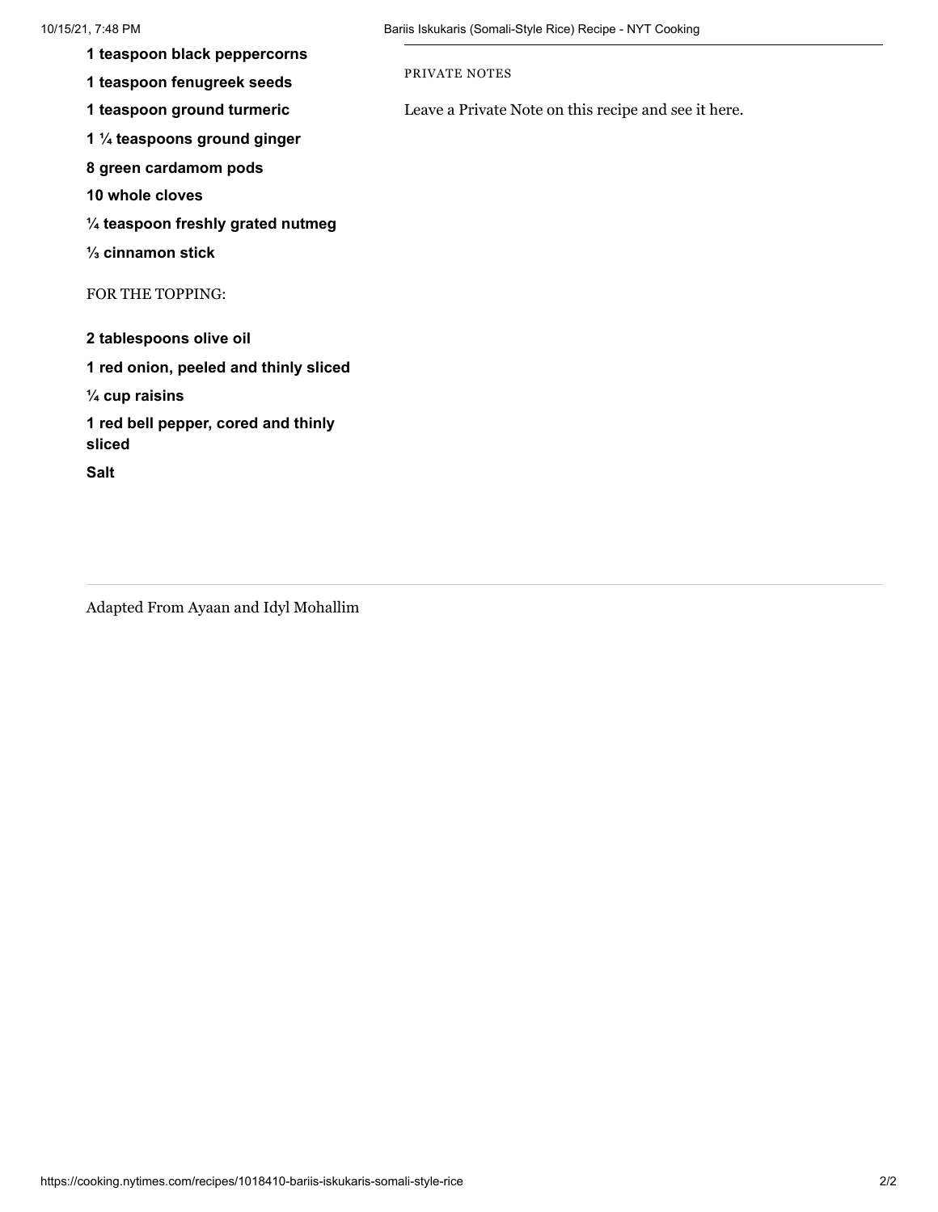**1 teaspoon black peppercorns**

**1 teaspoon fenugreek seeds**

**1 teaspoon ground turmeric**

**1 ¼ teaspoons ground ginger**

**8 green cardamom pods**

**10 whole cloves**

**¼ teaspoon freshly grated nutmeg**

**⅓ cinnamon stick**

FOR THE TOPPING:

**2 tablespoons olive oil**

**1 red onion, peeled and thinly sliced**

**¼ cup raisins**

**1 red bell pepper, cored and thinly sliced**

**Salt**

PRIVATE NOTES

Leave a Private Note on this recipe and see it here.

---

Adapted From Ayaan and Idyl Mohallim